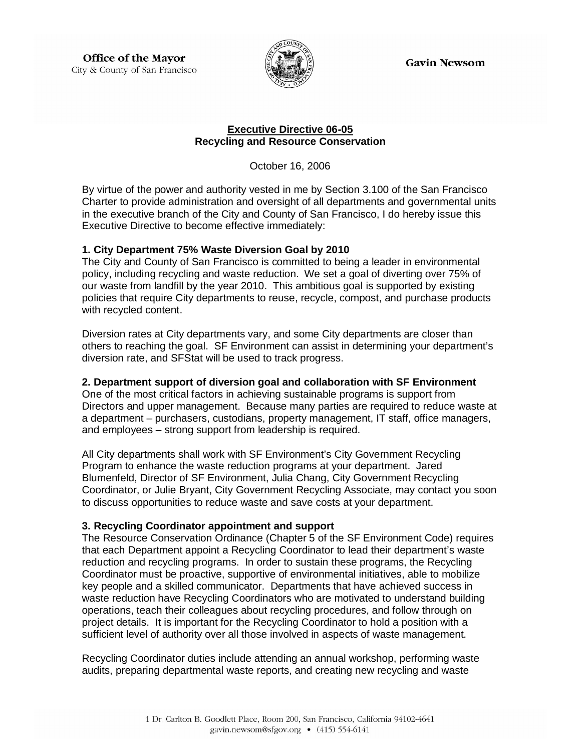**Office of the Mayor**
City & County of San Francisco

**Gavin Newsom**

**Executive Directive 06-05**
**Recycling and Resource Conservation**

October 16, 2006

By virtue of the power and authority vested in me by Section 3.100 of the San Francisco Charter to provide administration and oversight of all departments and governmental units in the executive branch of the City and County of San Francisco, I do hereby issue this Executive Directive to become effective immediately:

**1. City Department 75% Waste Diversion Goal by 2010**

The City and County of San Francisco is committed to being a leader in environmental policy, including recycling and waste reduction. We set a goal of diverting over 75% of our waste from landfill by the year 2010. This ambitious goal is supported by existing policies that require City departments to reuse, recycle, compost, and purchase products with recycled content.

Diversion rates at City departments vary, and some City departments are closer than others to reaching the goal. SF Environment can assist in determining your department's diversion rate, and SFStat will be used to track progress.

**2. Department support of diversion goal and collaboration with SF Environment**

One of the most critical factors in achieving sustainable programs is support from Directors and upper management. Because many parties are required to reduce waste at a department – purchasers, custodians, property management, IT staff, office managers, and employees – strong support from leadership is required.

All City departments shall work with SF Environment's City Government Recycling Program to enhance the waste reduction programs at your department. Jared Blumenfeld, Director of SF Environment, Julia Chang, City Government Recycling Coordinator, or Julie Bryant, City Government Recycling Associate, may contact you soon to discuss opportunities to reduce waste and save costs at your department.

**3. Recycling Coordinator appointment and support**

The Resource Conservation Ordinance (Chapter 5 of the SF Environment Code) requires that each Department appoint a Recycling Coordinator to lead their department's waste reduction and recycling programs. In order to sustain these programs, the Recycling Coordinator must be proactive, supportive of environmental initiatives, able to mobilize key people and a skilled communicator. Departments that have achieved success in waste reduction have Recycling Coordinators who are motivated to understand building operations, teach their colleagues about recycling procedures, and follow through on project details. It is important for the Recycling Coordinator to hold a position with a sufficient level of authority over all those involved in aspects of waste management.

Recycling Coordinator duties include attending an annual workshop, performing waste audits, preparing departmental waste reports, and creating new recycling and waste

1 Dr. Carlton B. Goodlett Place, Room 200, San Francisco, California 94102-4641
gavin.newsom@sfgov.org • (415) 554-6141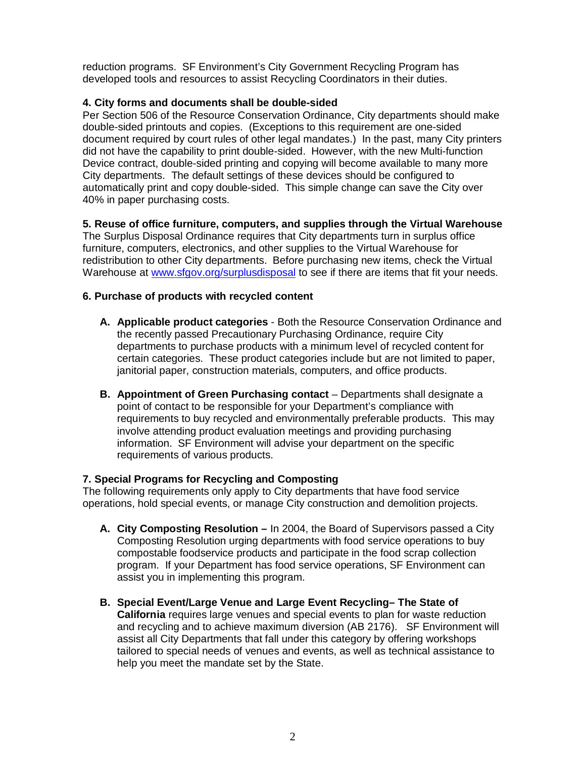reduction programs. SF Environment's City Government Recycling Program has developed tools and resources to assist Recycling Coordinators in their duties.

**4. City forms and documents shall be double-sided**

Per Section 506 of the Resource Conservation Ordinance, City departments should make double-sided printouts and copies. (Exceptions to this requirement are one-sided document required by court rules of other legal mandates.) In the past, many City printers did not have the capability to print double-sided. However, with the new Multi-function Device contract, double-sided printing and copying will become available to many more City departments. The default settings of these devices should be configured to automatically print and copy double-sided. This simple change can save the City over 40% in paper purchasing costs.

**5. Reuse of office furniture, computers, and supplies through the Virtual Warehouse**

The Surplus Disposal Ordinance requires that City departments turn in surplus office furniture, computers, electronics, and other supplies to the Virtual Warehouse for redistribution to other City departments. Before purchasing new items, check the Virtual Warehouse at [www.sfgov.org/surplusdisposal](www.sfgov.org/surplusdisposal) to see if there are items that fit your needs.

**6. Purchase of products with recycled content**

- **A. Applicable product categories** - Both the Resource Conservation Ordinance and the recently passed Precautionary Purchasing Ordinance, require City departments to purchase products with a minimum level of recycled content for certain categories. These product categories include but are not limited to paper, janitorial paper, construction materials, computers, and office products.

- **B. Appointment of Green Purchasing contact** – Departments shall designate a point of contact to be responsible for your Department's compliance with requirements to buy recycled and environmentally preferable products. This may involve attending product evaluation meetings and providing purchasing information. SF Environment will advise your department on the specific requirements of various products.

**7. Special Programs for Recycling and Composting**

The following requirements only apply to City departments that have food service operations, hold special events, or manage City construction and demolition projects.

- **A. City Composting Resolution –** In 2004, the Board of Supervisors passed a City Composting Resolution urging departments with food service operations to buy compostable foodservice products and participate in the food scrap collection program. If your Department has food service operations, SF Environment can assist you in implementing this program.

- **B. Special Event/Large Venue and Large Event Recycling– The State of California** requires large venues and special events to plan for waste reduction and recycling and to achieve maximum diversion (AB 2176). SF Environment will assist all City Departments that fall under this category by offering workshops tailored to special needs of venues and events, as well as technical assistance to help you meet the mandate set by the State.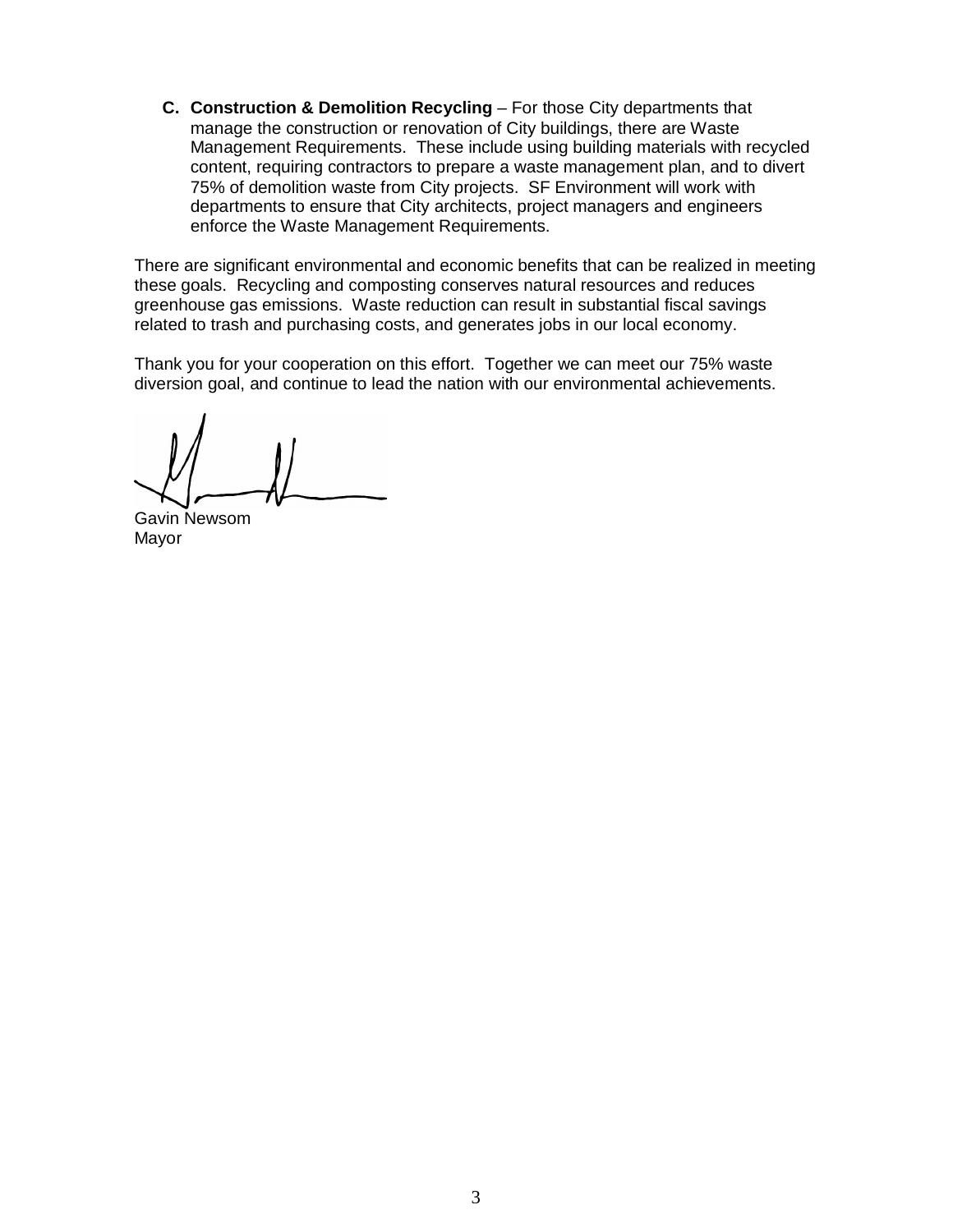**C. Construction & Demolition Recycling** – For those City departments that manage the construction or renovation of City buildings, there are Waste Management Requirements. These include using building materials with recycled content, requiring contractors to prepare a waste management plan, and to divert 75% of demolition waste from City projects. SF Environment will work with departments to ensure that City architects, project managers and engineers enforce the Waste Management Requirements.

There are significant environmental and economic benefits that can be realized in meeting these goals. Recycling and composting conserves natural resources and reduces greenhouse gas emissions. Waste reduction can result in substantial fiscal savings related to trash and purchasing costs, and generates jobs in our local economy.

Thank you for your cooperation on this effort. Together we can meet our 75% waste diversion goal, and continue to lead the nation with our environmental achievements.

Gavin Newsom
Mayor